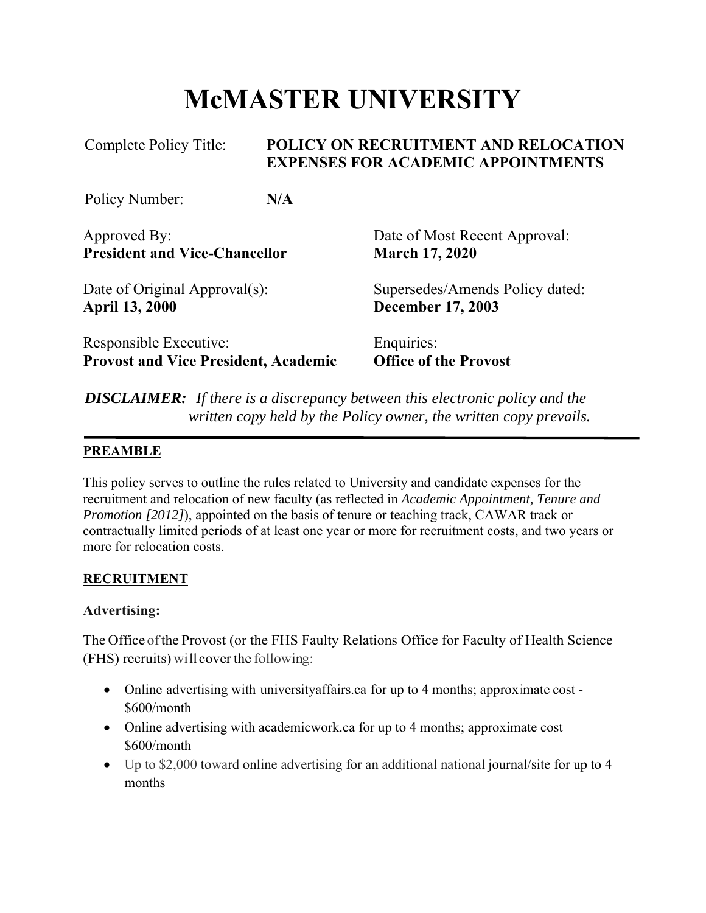# McMASTER UNIVERSITY

Complete Policy Title: **POLICY ON RECRUITMENT AND RELOCATION EXPENSES FOR ACADEMIC APPOINTMENTS**

Policy Number: **N/A**

Approved By:
**President and Vice-Chancellor**

Date of Most Recent Approval:
**March 17, 2020**

Date of Original Approval(s):
**April 13, 2000**

Supersedes/Amends Policy dated:
**December 17, 2003**

Responsible Executive:
**Provost and Vice President, Academic**

Enquiries:
**Office of the Provost**

***DISCLAIMER:*** *If there is a discrepancy between this electronic policy and the written copy held by the Policy owner, the written copy prevails.*

---

## PREAMBLE

This policy serves to outline the rules related to University and candidate expenses for the recruitment and relocation of new faculty (as reflected in *Academic Appointment, Tenure and Promotion [2012]*), appointed on the basis of tenure or teaching track, CAWAR track or contractually limited periods of at least one year or more for recruitment costs, and two years or more for relocation costs.

## RECRUITMENT

### Advertising:

The Office of the Provost (or the FHS Faulty Relations Office for Faculty of Health Science (FHS) recruits) will cover the following:

- Online advertising with universityaffairs.ca for up to 4 months; approximate cost - $600/month
- Online advertising with academicwork.ca for up to 4 months; approximate cost $600/month
- Up to $2,000 toward online advertising for an additional national journal/site for up to 4 months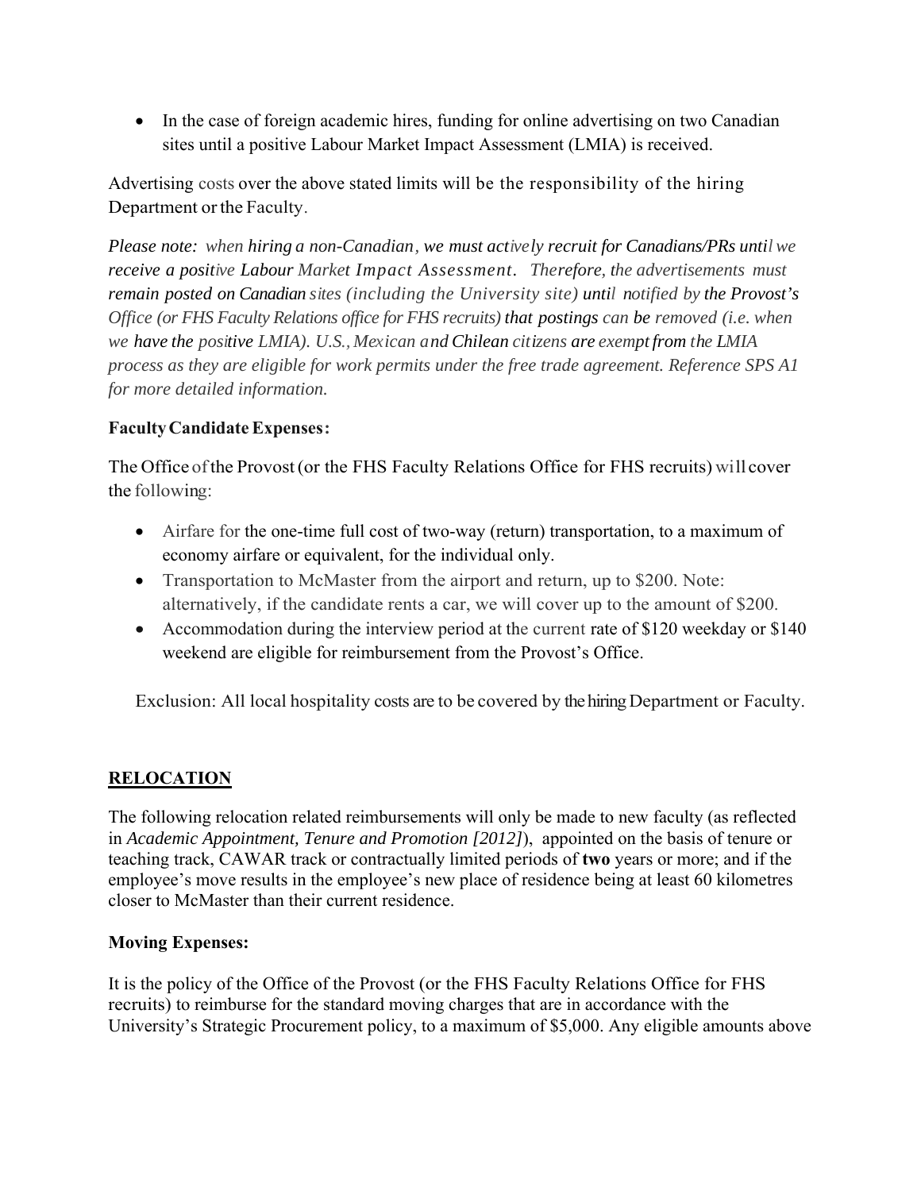- In the case of foreign academic hires, funding for online advertising on two Canadian sites until a positive Labour Market Impact Assessment (LMIA) is received.

Advertising costs over the above stated limits will be the responsibility of the hiring Department or the Faculty.

*Please note: when hiring a non-Canadian, we must actively recruit for Canadians/PRs until we receive a positive Labour Market Impact Assessment. Therefore, the advertisements must remain posted on Canadian sites (including the University site) until notified by the Provost's Office (or FHS Faculty Relations office for FHS recruits) that postings can be removed (i.e. when we have the positive LMIA). U.S., Mexican and Chilean citizens are exempt from the LMIA process as they are eligible for work permits under the free trade agreement. Reference SPS A1 for more detailed information.*

**Faculty Candidate Expenses:**

The Office of the Provost (or the FHS Faculty Relations Office for FHS recruits) will cover the following:

- Airfare for the one-time full cost of two-way (return) transportation, to a maximum of economy airfare or equivalent, for the individual only.
- Transportation to McMaster from the airport and return, up to $200. Note: alternatively, if the candidate rents a car, we will cover up to the amount of $200.
- Accommodation during the interview period at the current rate of $120 weekday or $140 weekend are eligible for reimbursement from the Provost's Office.

Exclusion: All local hospitality costs are to be covered by the hiring Department or Faculty.

## RELOCATION

The following relocation related reimbursements will only be made to new faculty (as reflected in *Academic Appointment, Tenure and Promotion [2012]*), appointed on the basis of tenure or teaching track, CAWAR track or contractually limited periods of **two** years or more; and if the employee's move results in the employee's new place of residence being at least 60 kilometres closer to McMaster than their current residence.

**Moving Expenses:**

It is the policy of the Office of the Provost (or the FHS Faculty Relations Office for FHS recruits) to reimburse for the standard moving charges that are in accordance with the University's Strategic Procurement policy, to a maximum of $5,000. Any eligible amounts above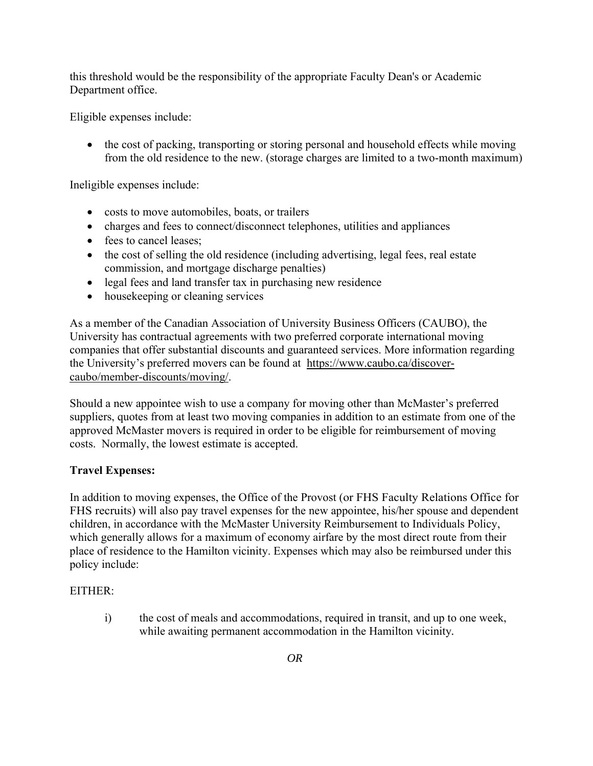this threshold would be the responsibility of the appropriate Faculty Dean's or Academic Department office.

Eligible expenses include:

- the cost of packing, transporting or storing personal and household effects while moving from the old residence to the new. (storage charges are limited to a two-month maximum)

Ineligible expenses include:

- costs to move automobiles, boats, or trailers
- charges and fees to connect/disconnect telephones, utilities and appliances
- fees to cancel leases;
- the cost of selling the old residence (including advertising, legal fees, real estate commission, and mortgage discharge penalties)
- legal fees and land transfer tax in purchasing new residence
- housekeeping or cleaning services

As a member of the Canadian Association of University Business Officers (CAUBO), the University has contractual agreements with two preferred corporate international moving companies that offer substantial discounts and guaranteed services. More information regarding the University's preferred movers can be found at https://www.caubo.ca/discover-caubo/member-discounts/moving/.

Should a new appointee wish to use a company for moving other than McMaster's preferred suppliers, quotes from at least two moving companies in addition to an estimate from one of the approved McMaster movers is required in order to be eligible for reimbursement of moving costs. Normally, the lowest estimate is accepted.

**Travel Expenses:**

In addition to moving expenses, the Office of the Provost (or FHS Faculty Relations Office for FHS recruits) will also pay travel expenses for the new appointee, his/her spouse and dependent children, in accordance with the McMaster University Reimbursement to Individuals Policy, which generally allows for a maximum of economy airfare by the most direct route from their place of residence to the Hamilton vicinity. Expenses which may also be reimbursed under this policy include:

EITHER:

i) the cost of meals and accommodations, required in transit, and up to one week, while awaiting permanent accommodation in the Hamilton vicinity.

*OR*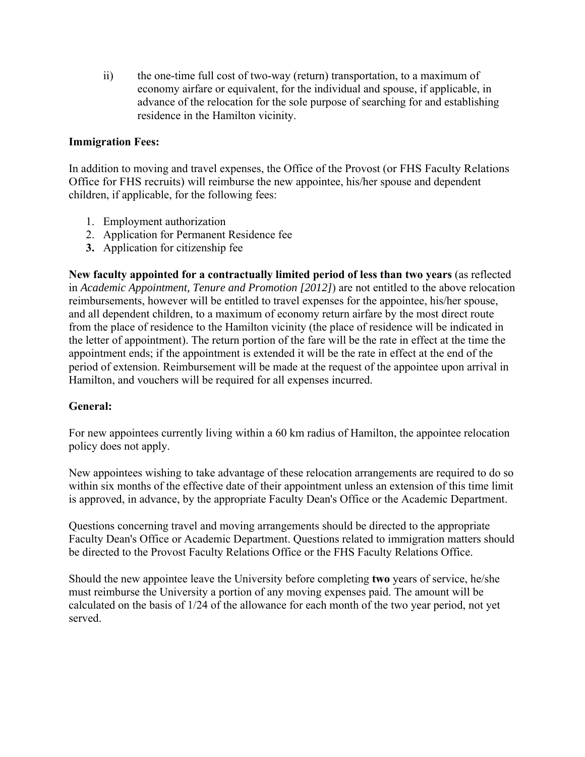ii) the one-time full cost of two-way (return) transportation, to a maximum of economy airfare or equivalent, for the individual and spouse, if applicable, in advance of the relocation for the sole purpose of searching for and establishing residence in the Hamilton vicinity.

**Immigration Fees:**

In addition to moving and travel expenses, the Office of the Provost (or FHS Faculty Relations Office for FHS recruits) will reimburse the new appointee, his/her spouse and dependent children, if applicable, for the following fees:

1. Employment authorization
2. Application for Permanent Residence fee
3. Application for citizenship fee

**New faculty appointed for a contractually limited period of less than two years** (as reflected in *Academic Appointment, Tenure and Promotion [2012]*) are not entitled to the above relocation reimbursements, however will be entitled to travel expenses for the appointee, his/her spouse, and all dependent children, to a maximum of economy return airfare by the most direct route from the place of residence to the Hamilton vicinity (the place of residence will be indicated in the letter of appointment). The return portion of the fare will be the rate in effect at the time the appointment ends; if the appointment is extended it will be the rate in effect at the end of the period of extension. Reimbursement will be made at the request of the appointee upon arrival in Hamilton, and vouchers will be required for all expenses incurred.

**General:**

For new appointees currently living within a 60 km radius of Hamilton, the appointee relocation policy does not apply.

New appointees wishing to take advantage of these relocation arrangements are required to do so within six months of the effective date of their appointment unless an extension of this time limit is approved, in advance, by the appropriate Faculty Dean's Office or the Academic Department.

Questions concerning travel and moving arrangements should be directed to the appropriate Faculty Dean's Office or Academic Department. Questions related to immigration matters should be directed to the Provost Faculty Relations Office or the FHS Faculty Relations Office.

Should the new appointee leave the University before completing **two** years of service, he/she must reimburse the University a portion of any moving expenses paid. The amount will be calculated on the basis of 1/24 of the allowance for each month of the two year period, not yet served.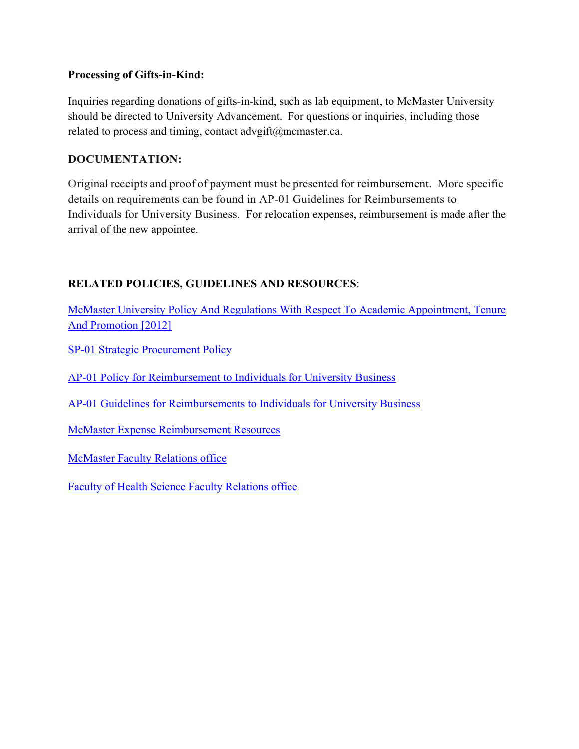**Processing of Gifts-in-Kind:**

Inquiries regarding donations of gifts-in-kind, such as lab equipment, to McMaster University should be directed to University Advancement. For questions or inquiries, including those related to process and timing, contact advgift@mcmaster.ca.

**DOCUMENTATION:**

Original receipts and proof of payment must be presented for reimbursement. More specific details on requirements can be found in AP-01 Guidelines for Reimbursements to Individuals for University Business. For relocation expenses, reimbursement is made after the arrival of the new appointee.

**RELATED POLICIES, GUIDELINES AND RESOURCES**:

McMaster University Policy And Regulations With Respect To Academic Appointment, Tenure And Promotion [2012]

SP-01 Strategic Procurement Policy

AP-01 Policy for Reimbursement to Individuals for University Business

AP-01 Guidelines for Reimbursements to Individuals for University Business

McMaster Expense Reimbursement Resources

McMaster Faculty Relations office

Faculty of Health Science Faculty Relations office